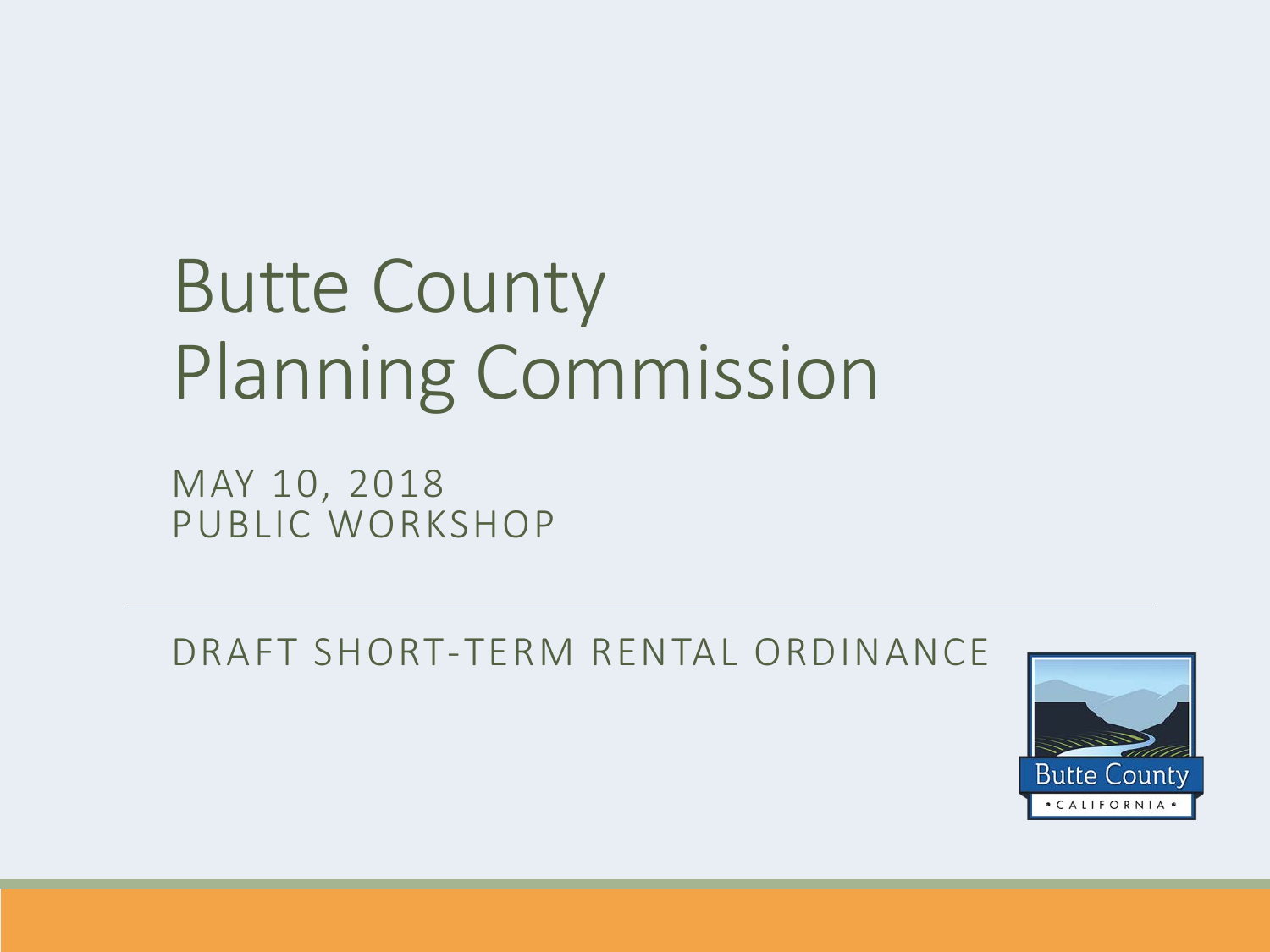# Butte County Planning Commission

MAY 10, 2018
PUBLIC WORKSHOP

---

DRAFT SHORT-TERM RENTAL ORDINANCE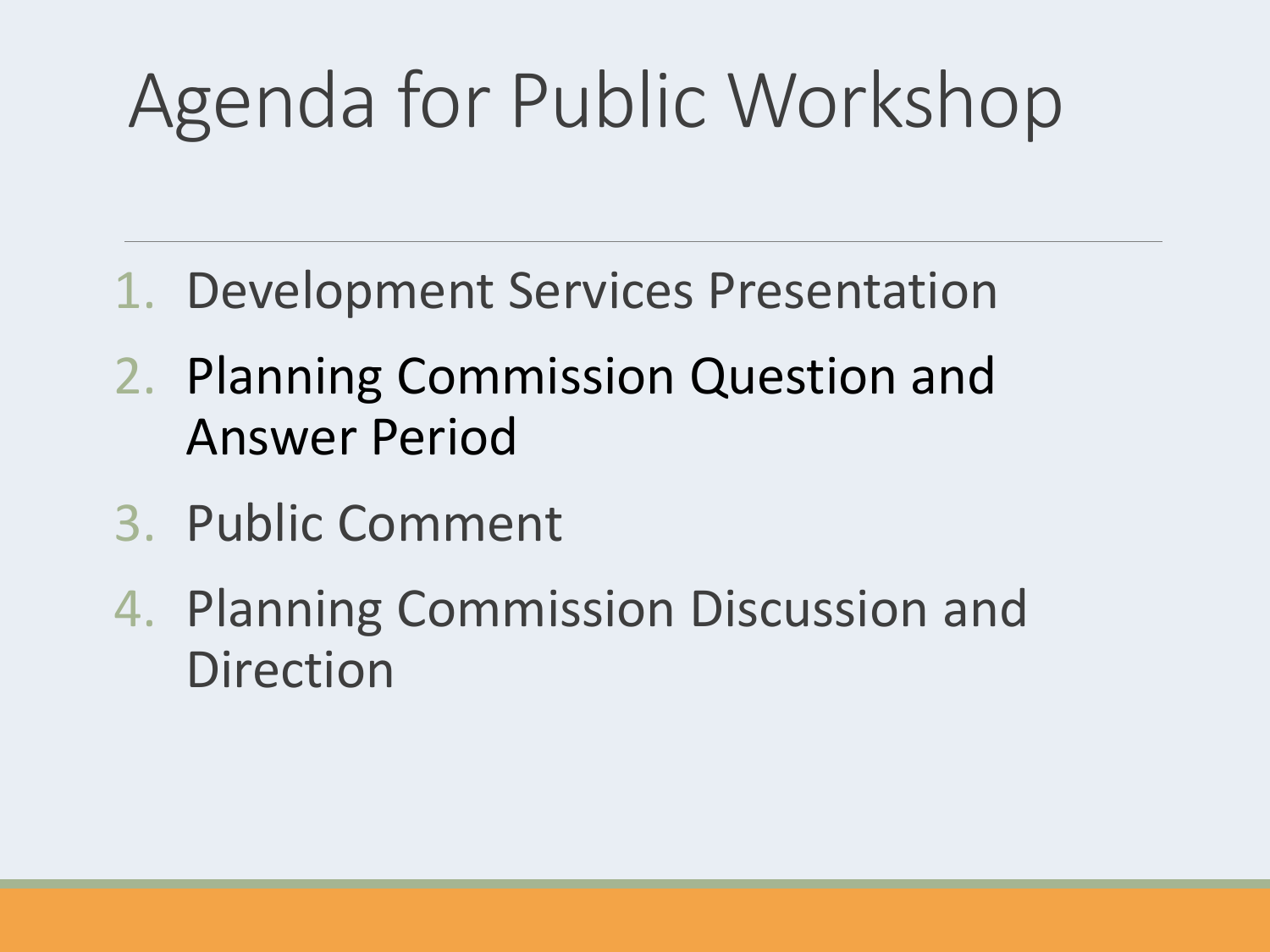# Agenda for Public Workshop

1. Development Services Presentation
2. Planning Commission Question and Answer Period
3. Public Comment
4. Planning Commission Discussion and Direction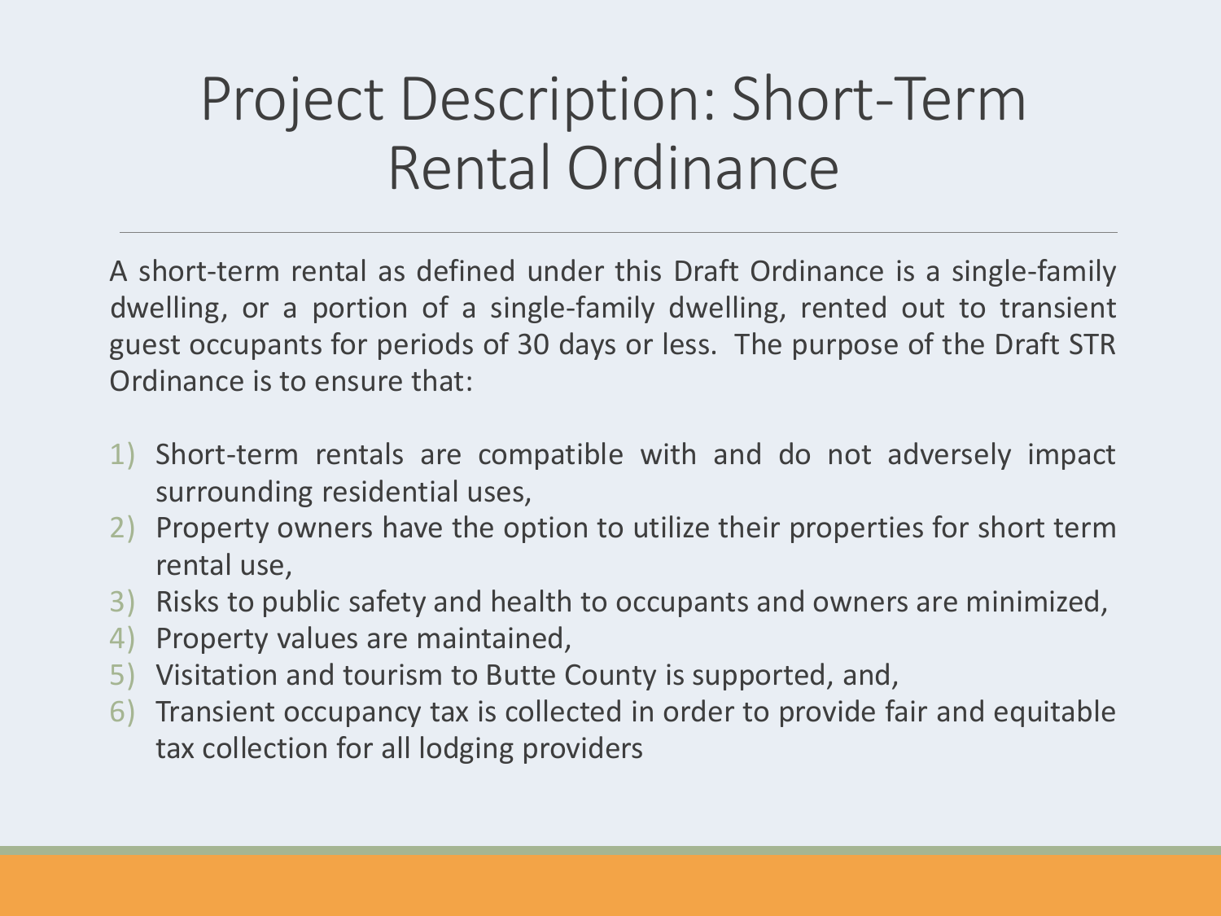# Project Description: Short-Term Rental Ordinance

A short-term rental as defined under this Draft Ordinance is a single-family dwelling, or a portion of a single-family dwelling, rented out to transient guest occupants for periods of 30 days or less. The purpose of the Draft STR Ordinance is to ensure that:

1) Short-term rentals are compatible with and do not adversely impact surrounding residential uses,
2) Property owners have the option to utilize their properties for short term rental use,
3) Risks to public safety and health to occupants and owners are minimized,
4) Property values are maintained,
5) Visitation and tourism to Butte County is supported, and,
6) Transient occupancy tax is collected in order to provide fair and equitable tax collection for all lodging providers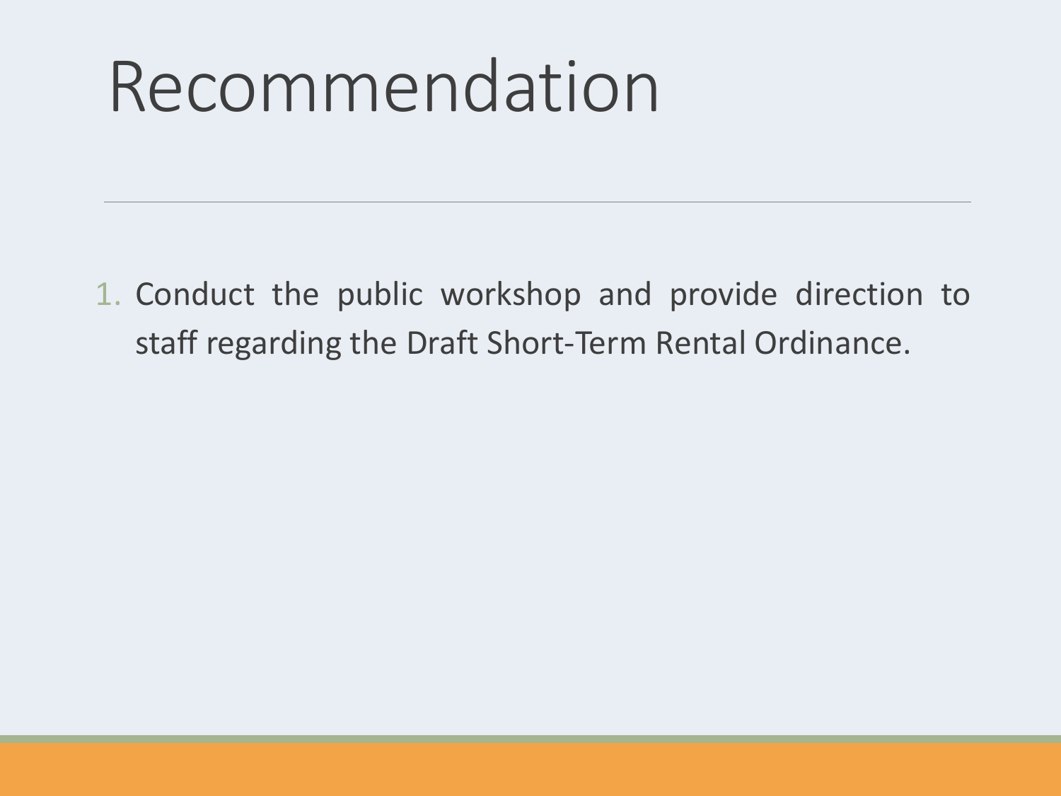# Recommendation

1. Conduct the public workshop and provide direction to staff regarding the Draft Short-Term Rental Ordinance.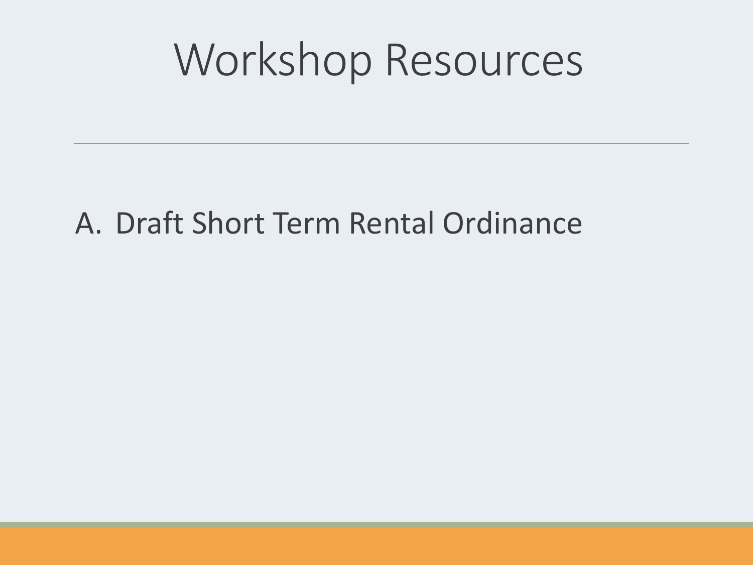# Workshop Resources

A. Draft Short Term Rental Ordinance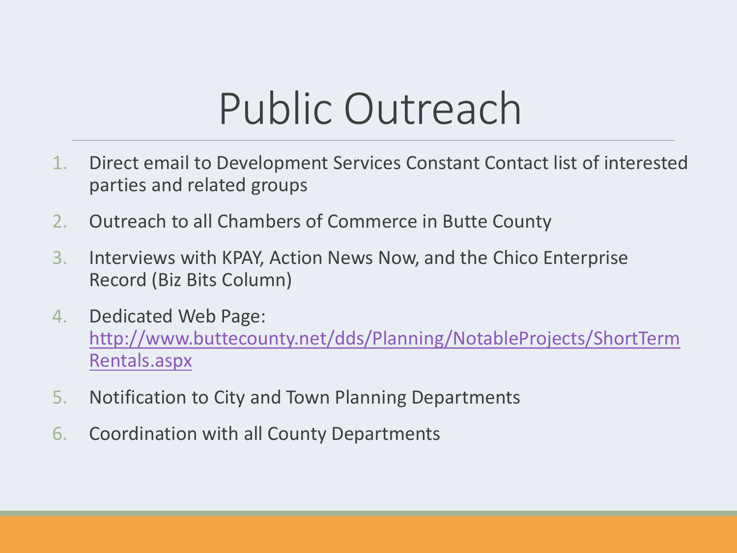# Public Outreach

1. Direct email to Development Services Constant Contact list of interested parties and related groups
2. Outreach to all Chambers of Commerce in Butte County
3. Interviews with KPAY, Action News Now, and the Chico Enterprise Record (Biz Bits Column)
4. Dedicated Web Page: [http://www.buttecounty.net/dds/Planning/NotableProjects/ShortTermRentals.aspx](http://www.buttecounty.net/dds/Planning/NotableProjects/ShortTermRentals.aspx)
5. Notification to City and Town Planning Departments
6. Coordination with all County Departments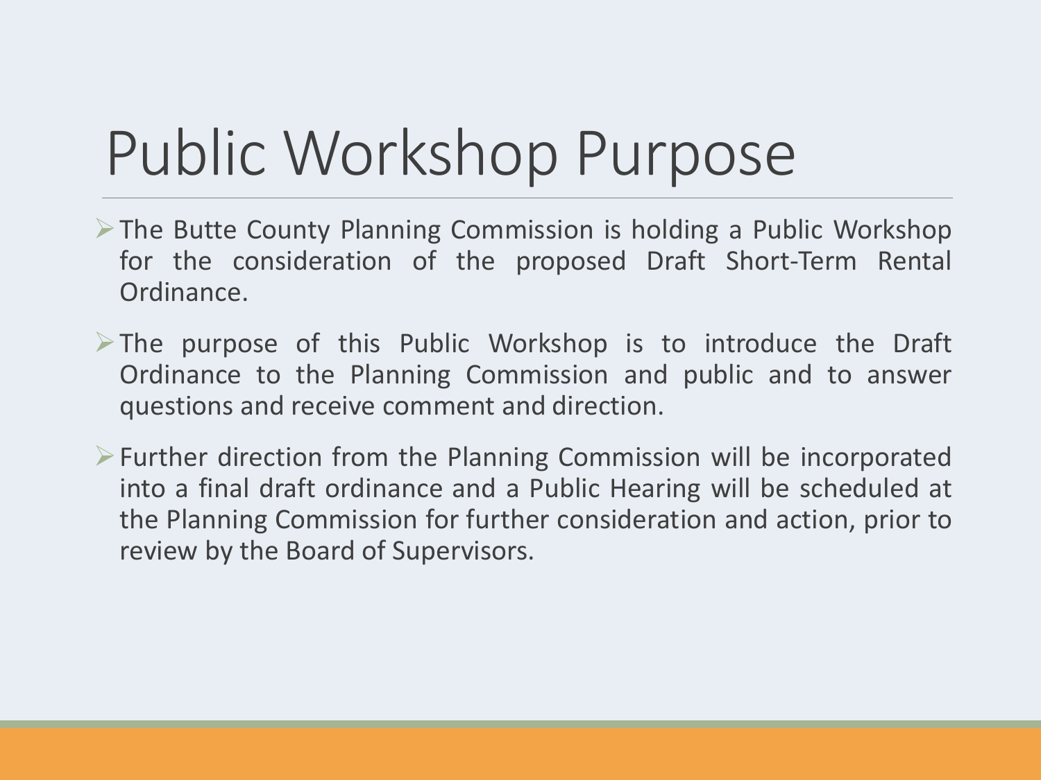# Public Workshop Purpose

- The Butte County Planning Commission is holding a Public Workshop for the consideration of the proposed Draft Short-Term Rental Ordinance.
- The purpose of this Public Workshop is to introduce the Draft Ordinance to the Planning Commission and public and to answer questions and receive comment and direction.
- Further direction from the Planning Commission will be incorporated into a final draft ordinance and a Public Hearing will be scheduled at the Planning Commission for further consideration and action, prior to review by the Board of Supervisors.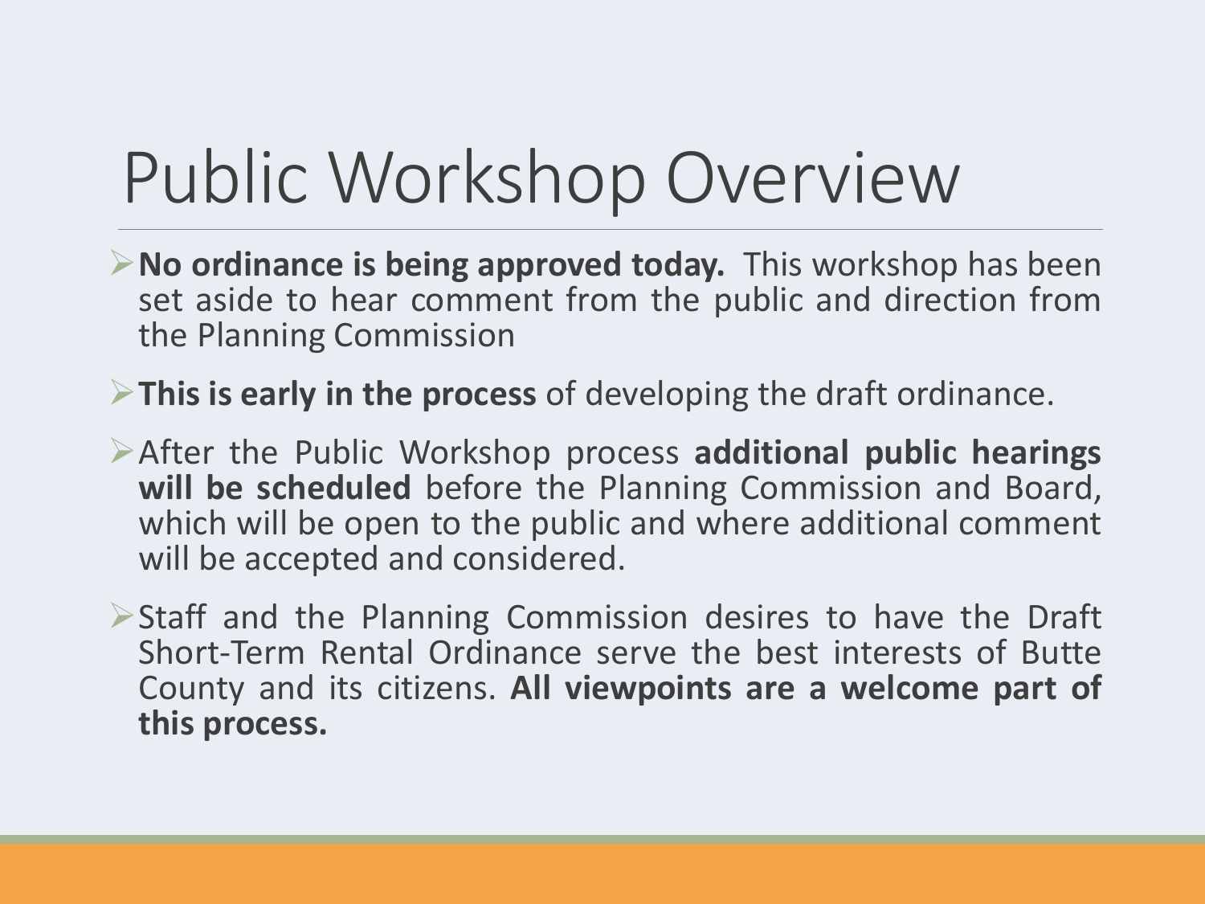# Public Workshop Overview

- **No ordinance is being approved today.** This workshop has been set aside to hear comment from the public and direction from the Planning Commission
- **This is early in the process** of developing the draft ordinance.
- After the Public Workshop process **additional public hearings will be scheduled** before the Planning Commission and Board, which will be open to the public and where additional comment will be accepted and considered.
- Staff and the Planning Commission desires to have the Draft Short-Term Rental Ordinance serve the best interests of Butte County and its citizens. **All viewpoints are a welcome part of this process.**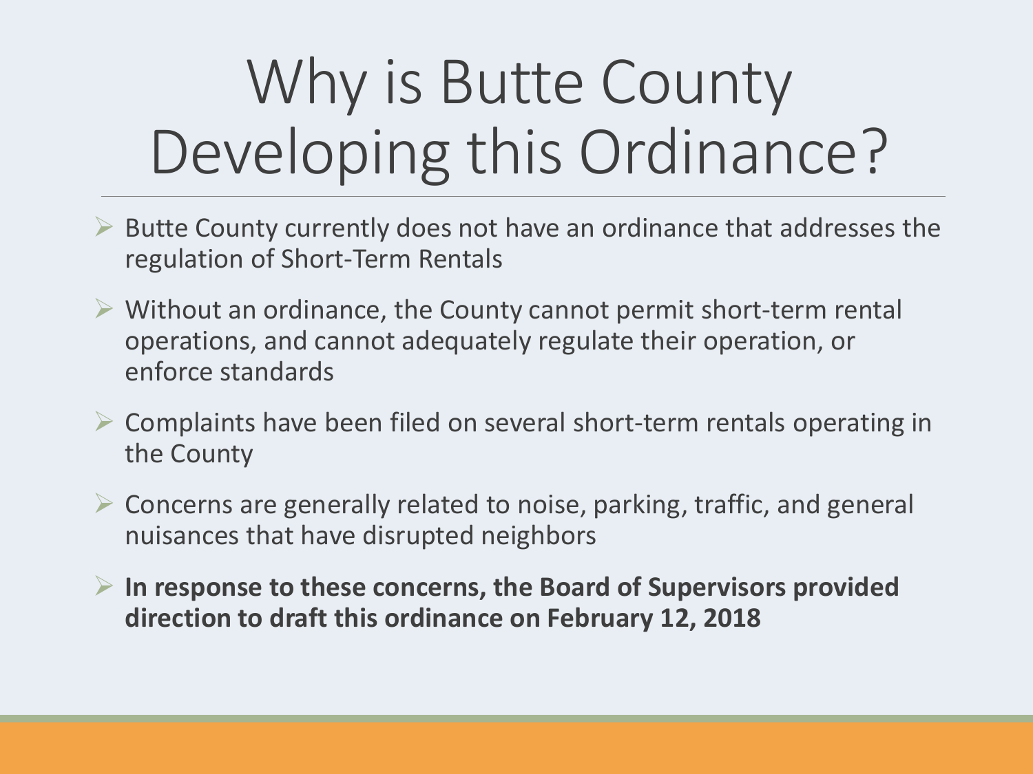# Why is Butte County Developing this Ordinance?

- Butte County currently does not have an ordinance that addresses the regulation of Short-Term Rentals
- Without an ordinance, the County cannot permit short-term rental operations, and cannot adequately regulate their operation, or enforce standards
- Complaints have been filed on several short-term rentals operating in the County
- Concerns are generally related to noise, parking, traffic, and general nuisances that have disrupted neighbors
- **In response to these concerns, the Board of Supervisors provided direction to draft this ordinance on February 12, 2018**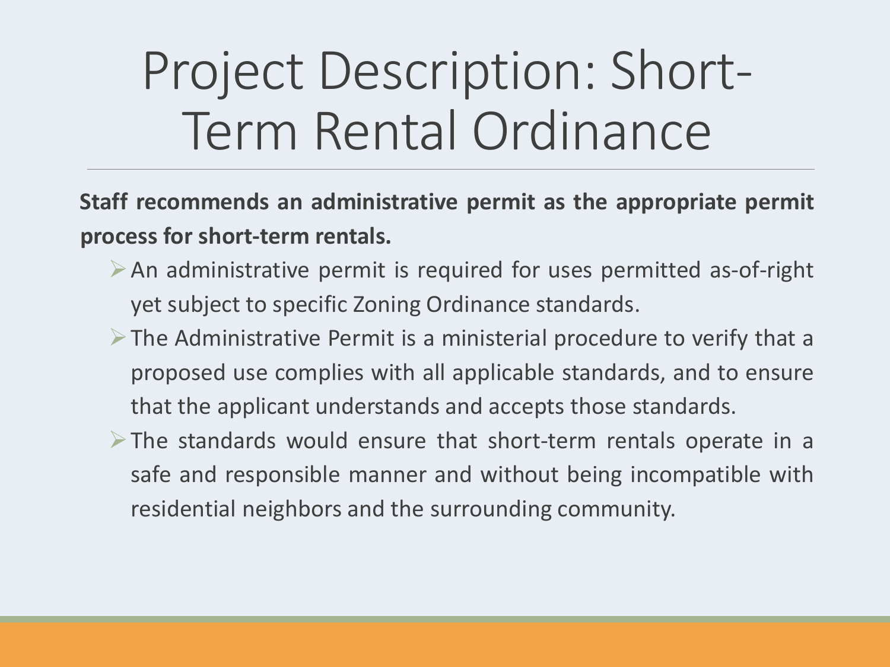# Project Description: Short-Term Rental Ordinance

**Staff recommends an administrative permit as the appropriate permit process for short-term rentals.**

- An administrative permit is required for uses permitted as-of-right yet subject to specific Zoning Ordinance standards.
- The Administrative Permit is a ministerial procedure to verify that a proposed use complies with all applicable standards, and to ensure that the applicant understands and accepts those standards.
- The standards would ensure that short-term rentals operate in a safe and responsible manner and without being incompatible with residential neighbors and the surrounding community.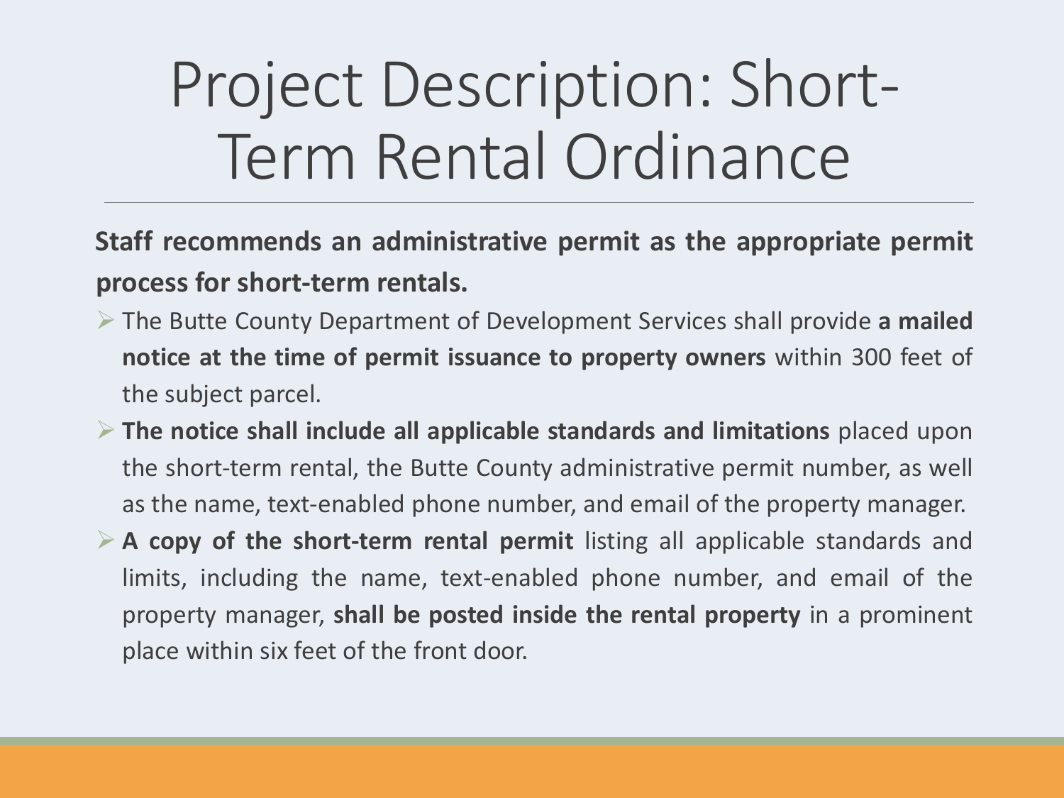# Project Description: Short-Term Rental Ordinance

**Staff recommends an administrative permit as the appropriate permit process for short-term rentals.**

- The Butte County Department of Development Services shall provide **a mailed notice at the time of permit issuance to property owners** within 300 feet of the subject parcel.
- **The notice shall include all applicable standards and limitations** placed upon the short-term rental, the Butte County administrative permit number, as well as the name, text-enabled phone number, and email of the property manager.
- **A copy of the short-term rental permit** listing all applicable standards and limits, including the name, text-enabled phone number, and email of the property manager, **shall be posted inside the rental property** in a prominent place within six feet of the front door.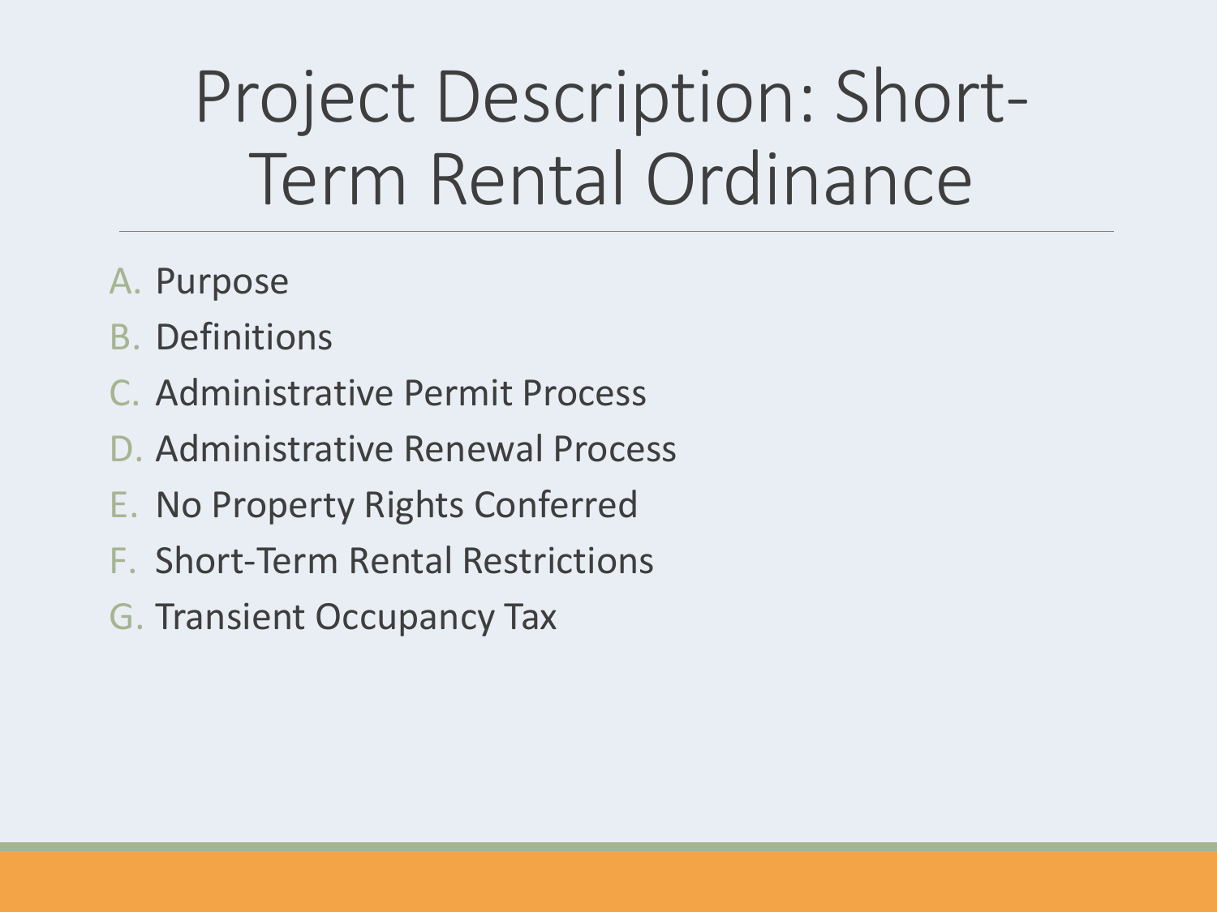# Project Description: Short-Term Rental Ordinance

A. Purpose
B. Definitions
C. Administrative Permit Process
D. Administrative Renewal Process
E. No Property Rights Conferred
F. Short-Term Rental Restrictions
G. Transient Occupancy Tax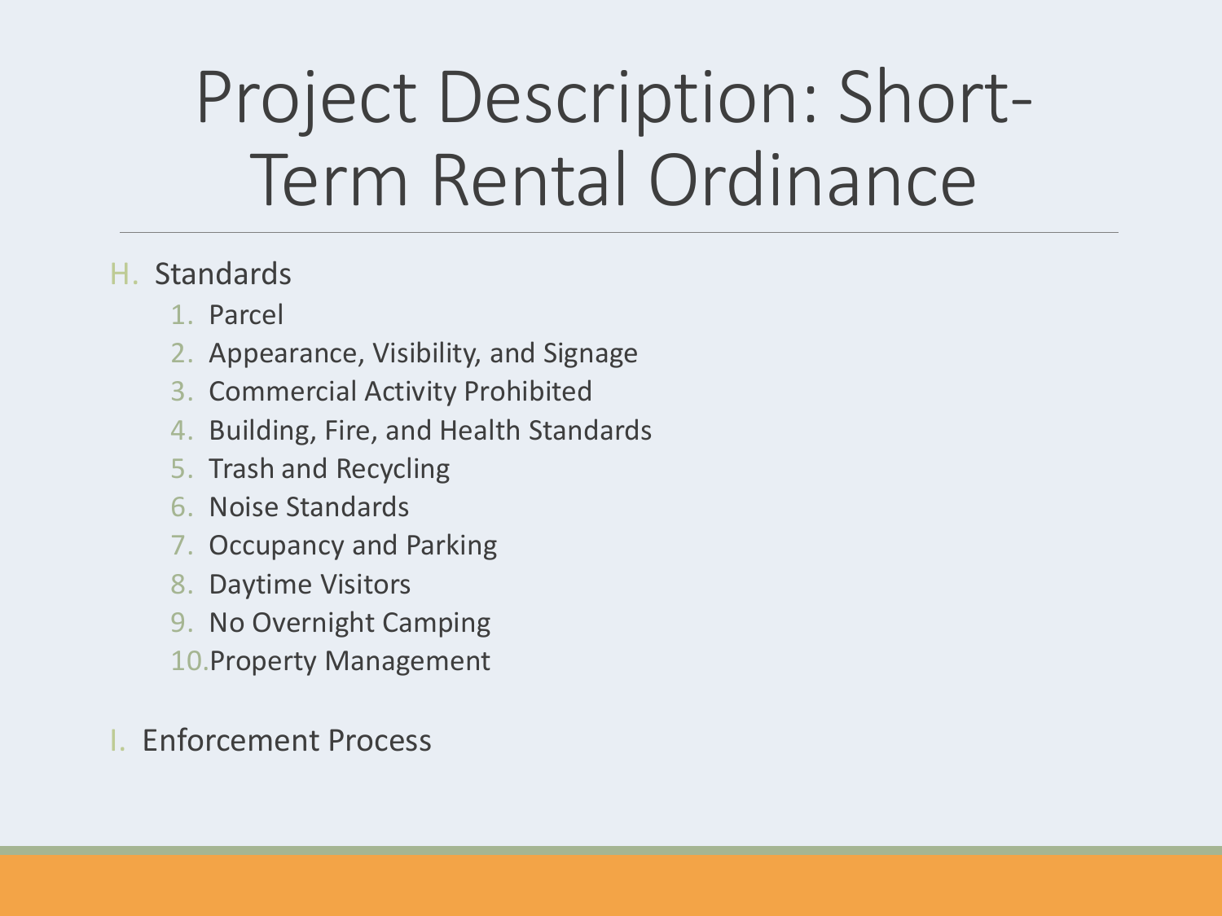# Project Description: Short-Term Rental Ordinance

H. Standards
   1. Parcel
   2. Appearance, Visibility, and Signage
   3. Commercial Activity Prohibited
   4. Building, Fire, and Health Standards
   5. Trash and Recycling
   6. Noise Standards
   7. Occupancy and Parking
   8. Daytime Visitors
   9. No Overnight Camping
   10. Property Management

I. Enforcement Process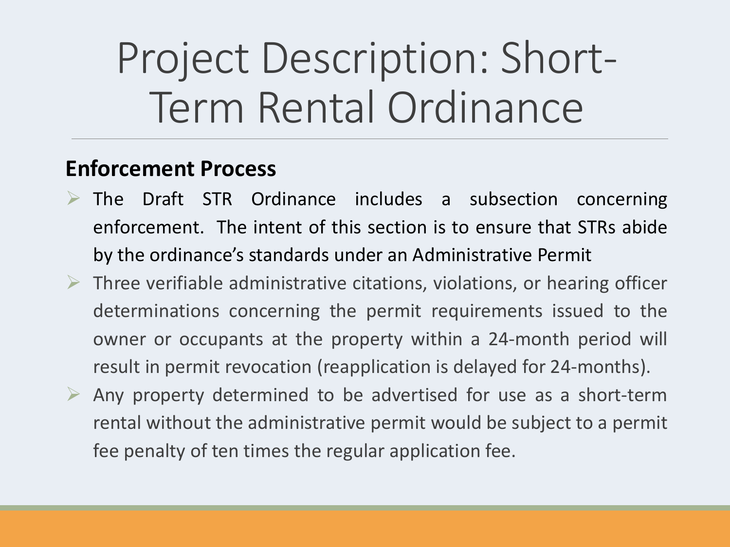# Project Description: Short-Term Rental Ordinance

**Enforcement Process**

- The Draft STR Ordinance includes a subsection concerning enforcement. The intent of this section is to ensure that STRs abide by the ordinance's standards under an Administrative Permit
- Three verifiable administrative citations, violations, or hearing officer determinations concerning the permit requirements issued to the owner or occupants at the property within a 24-month period will result in permit revocation (reapplication is delayed for 24-months).
- Any property determined to be advertised for use as a short-term rental without the administrative permit would be subject to a permit fee penalty of ten times the regular application fee.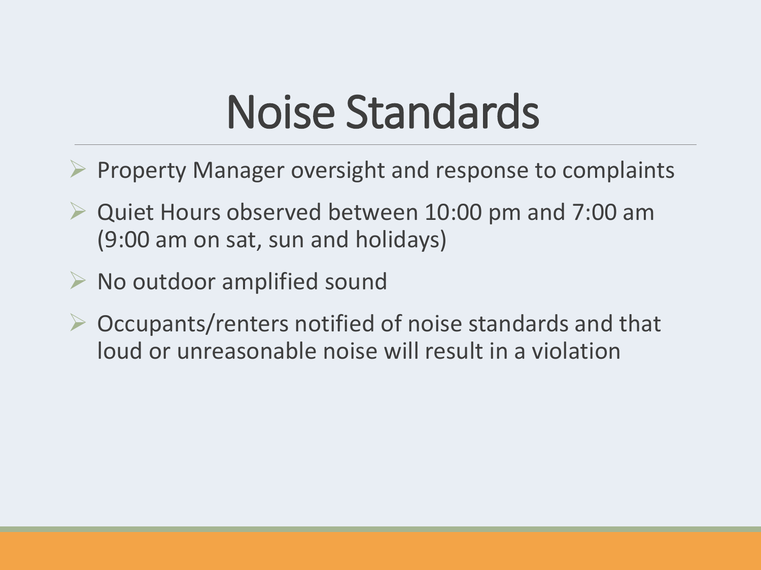# Noise Standards

- Property Manager oversight and response to complaints
- Quiet Hours observed between 10:00 pm and 7:00 am (9:00 am on sat, sun and holidays)
- No outdoor amplified sound
- Occupants/renters notified of noise standards and that loud or unreasonable noise will result in a violation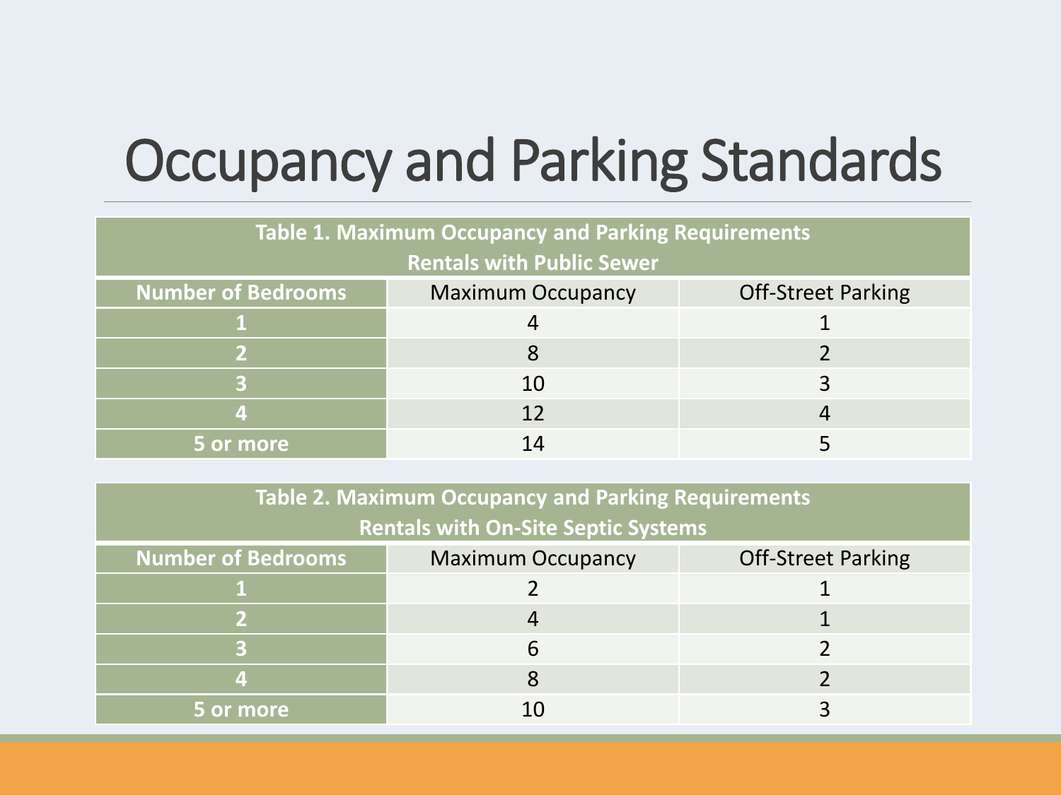# Occupancy and Parking Standards

| Table 1. Maximum Occupancy and Parking Requirements<br>Rentals with Public Sewer | | |
|---|---|---|
| **Number of Bedrooms** | Maximum Occupancy | Off-Street Parking |
| **1** | 4 | 1 |
| **2** | 8 | 2 |
| **3** | 10 | 3 |
| **4** | 12 | 4 |
| **5 or more** | 14 | 5 |

| Table 2. Maximum Occupancy and Parking Requirements<br>Rentals with On-Site Septic Systems | | |
|---|---|---|
| **Number of Bedrooms** | Maximum Occupancy | Off-Street Parking |
| **1** | 2 | 1 |
| **2** | 4 | 1 |
| **3** | 6 | 2 |
| **4** | 8 | 2 |
| **5 or more** | 10 | 3 |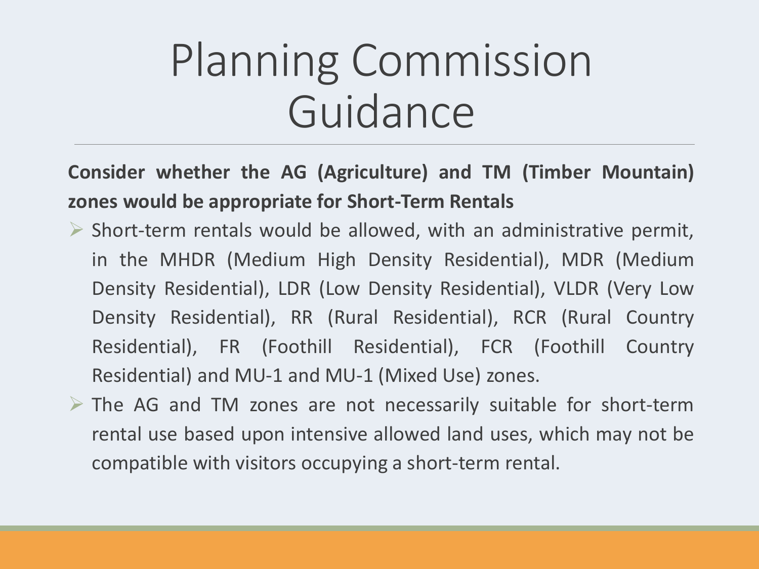# Planning Commission Guidance

**Consider whether the AG (Agriculture) and TM (Timber Mountain) zones would be appropriate for Short-Term Rentals**

- Short-term rentals would be allowed, with an administrative permit, in the MHDR (Medium High Density Residential), MDR (Medium Density Residential), LDR (Low Density Residential), VLDR (Very Low Density Residential), RR (Rural Residential), RCR (Rural Country Residential), FR (Foothill Residential), FCR (Foothill Country Residential) and MU-1 and MU-1 (Mixed Use) zones.
- The AG and TM zones are not necessarily suitable for short-term rental use based upon intensive allowed land uses, which may not be compatible with visitors occupying a short-term rental.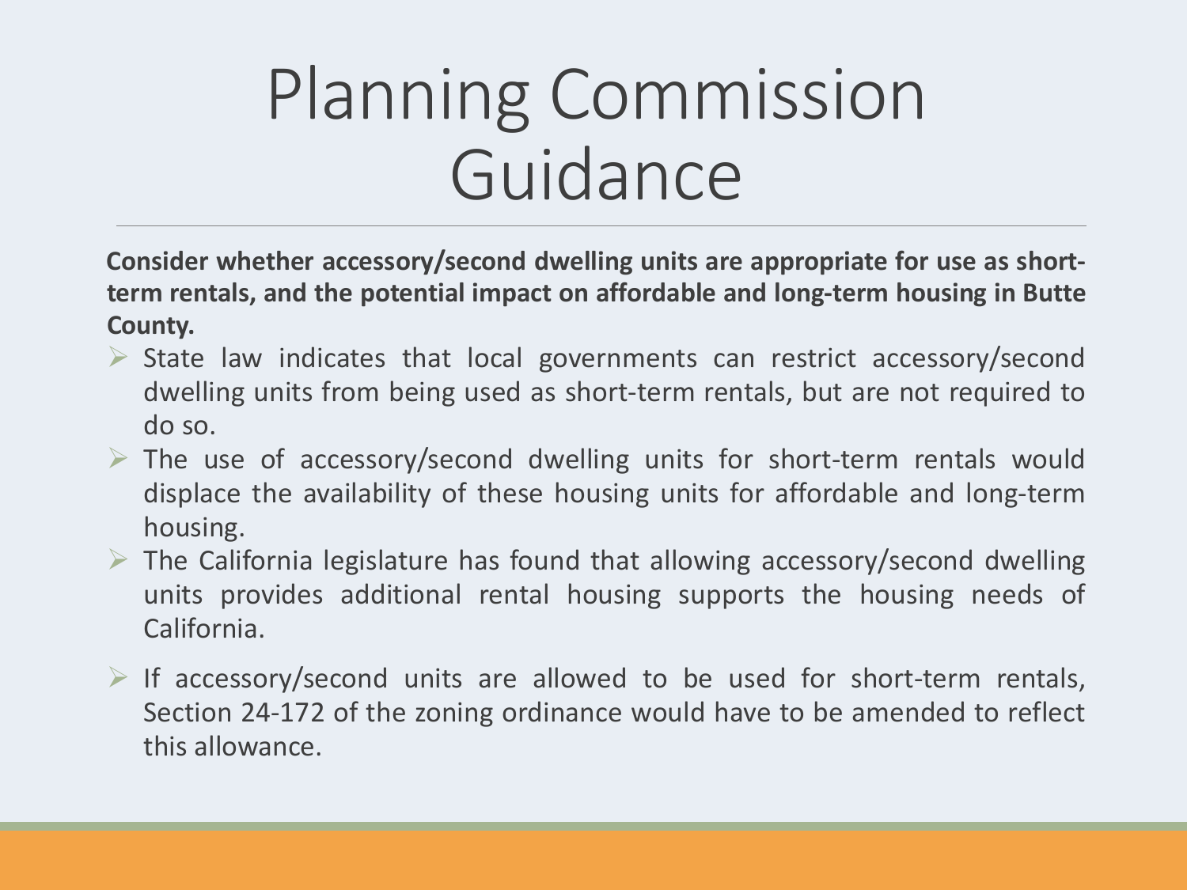# Planning Commission Guidance

**Consider whether accessory/second dwelling units are appropriate for use as short-term rentals, and the potential impact on affordable and long-term housing in Butte County.**

- State law indicates that local governments can restrict accessory/second dwelling units from being used as short-term rentals, but are not required to do so.
- The use of accessory/second dwelling units for short-term rentals would displace the availability of these housing units for affordable and long-term housing.
- The California legislature has found that allowing accessory/second dwelling units provides additional rental housing supports the housing needs of California.
- If accessory/second units are allowed to be used for short-term rentals, Section 24-172 of the zoning ordinance would have to be amended to reflect this allowance.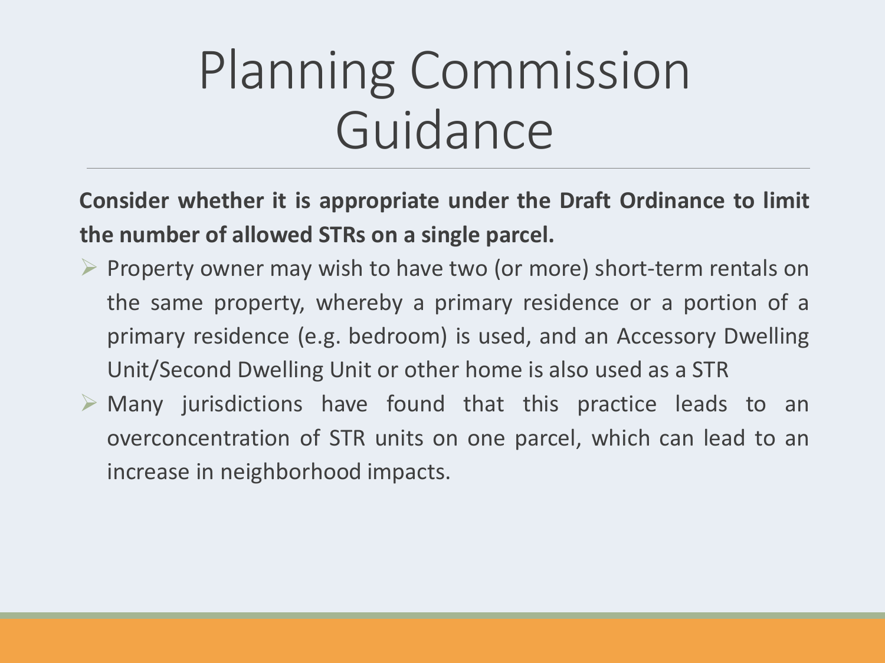# Planning Commission Guidance

**Consider whether it is appropriate under the Draft Ordinance to limit the number of allowed STRs on a single parcel.**

- Property owner may wish to have two (or more) short-term rentals on the same property, whereby a primary residence or a portion of a primary residence (e.g. bedroom) is used, and an Accessory Dwelling Unit/Second Dwelling Unit or other home is also used as a STR
- Many jurisdictions have found that this practice leads to an overconcentration of STR units on one parcel, which can lead to an increase in neighborhood impacts.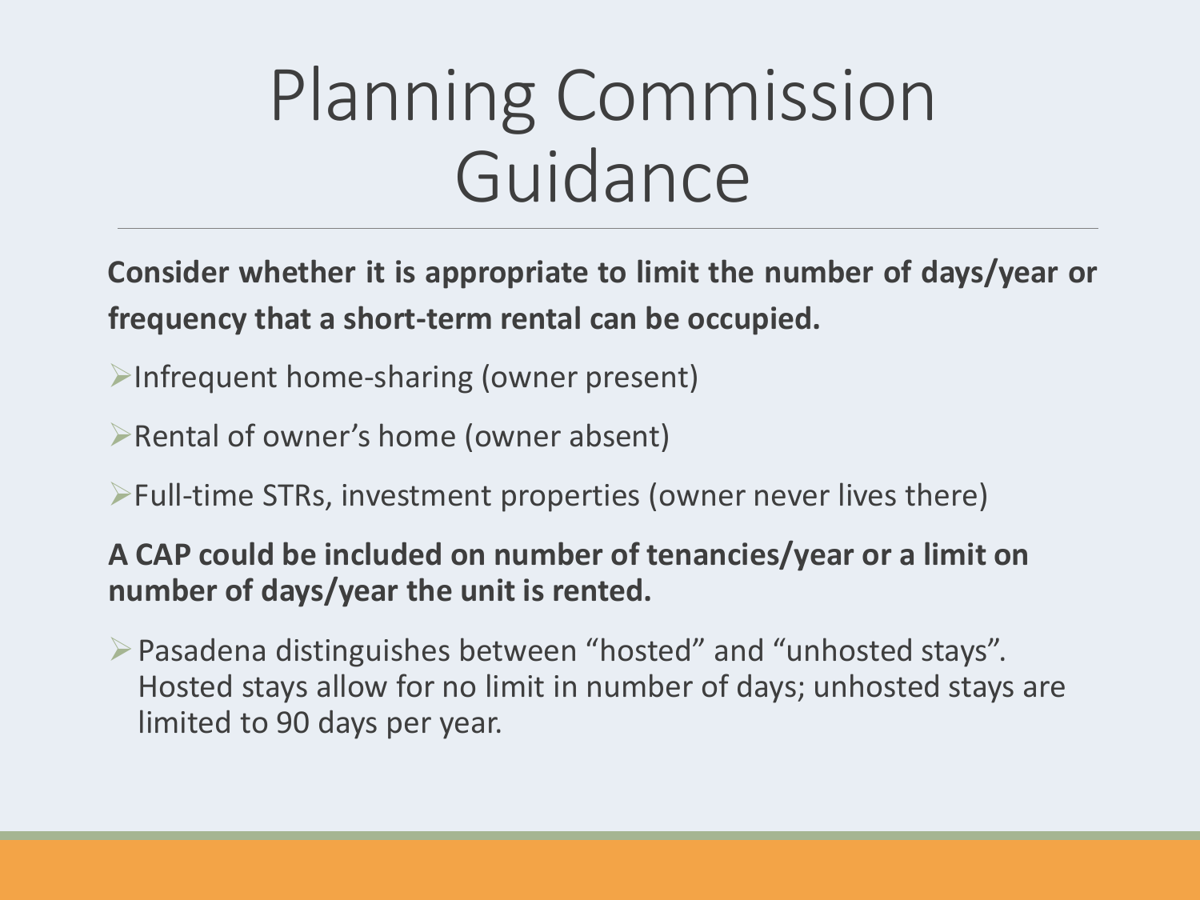# Planning Commission Guidance

**Consider whether it is appropriate to limit the number of days/year or frequency that a short-term rental can be occupied.**

- Infrequent home-sharing (owner present)
- Rental of owner's home (owner absent)
- Full-time STRs, investment properties (owner never lives there)

**A CAP could be included on number of tenancies/year or a limit on number of days/year the unit is rented.**

- Pasadena distinguishes between "hosted" and "unhosted stays". Hosted stays allow for no limit in number of days; unhosted stays are limited to 90 days per year.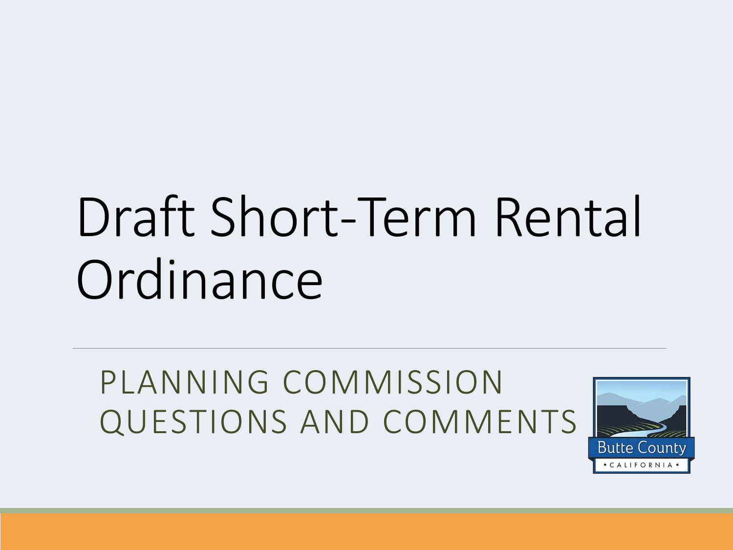# Draft Short-Term Rental Ordinance

## PLANNING COMMISSION QUESTIONS AND COMMENTS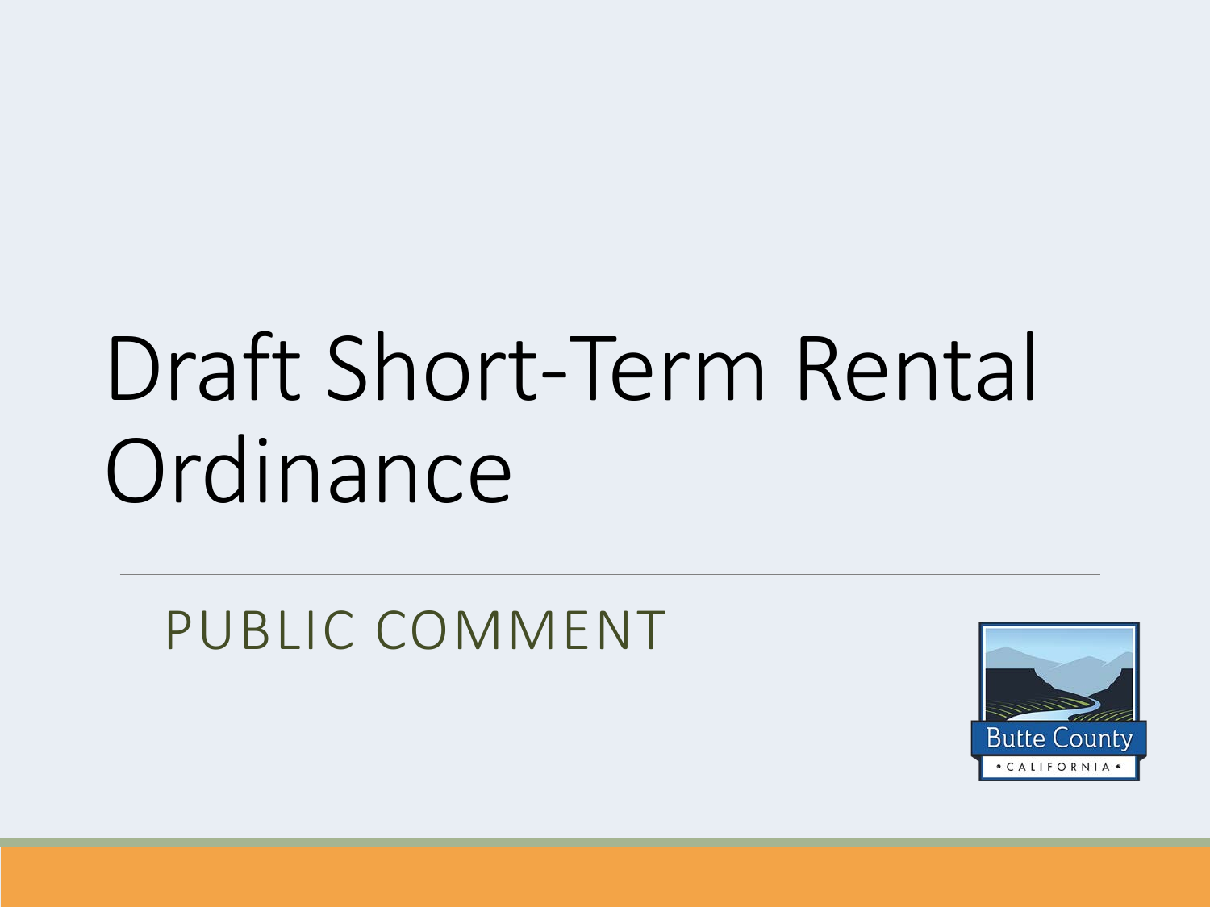# Draft Short-Term Rental Ordinance

## PUBLIC COMMENT

Butte County
• CALIFORNIA •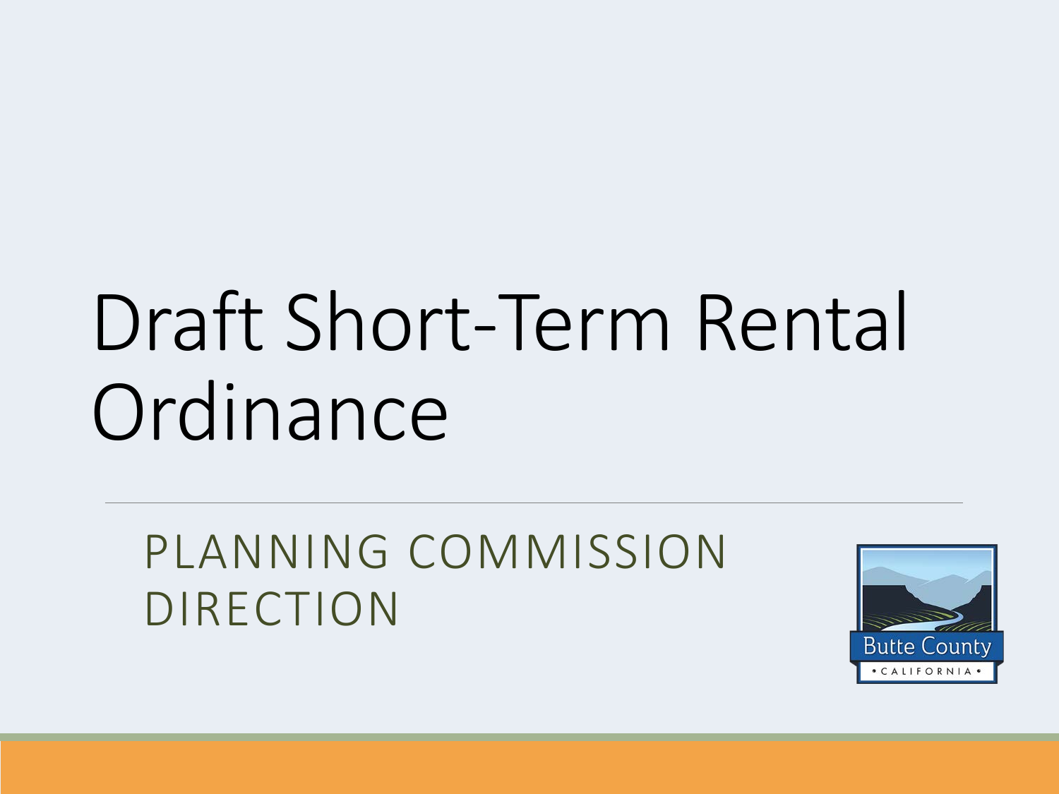# Draft Short-Term Rental Ordinance

## PLANNING COMMISSION DIRECTION

Butte County
• CALIFORNIA •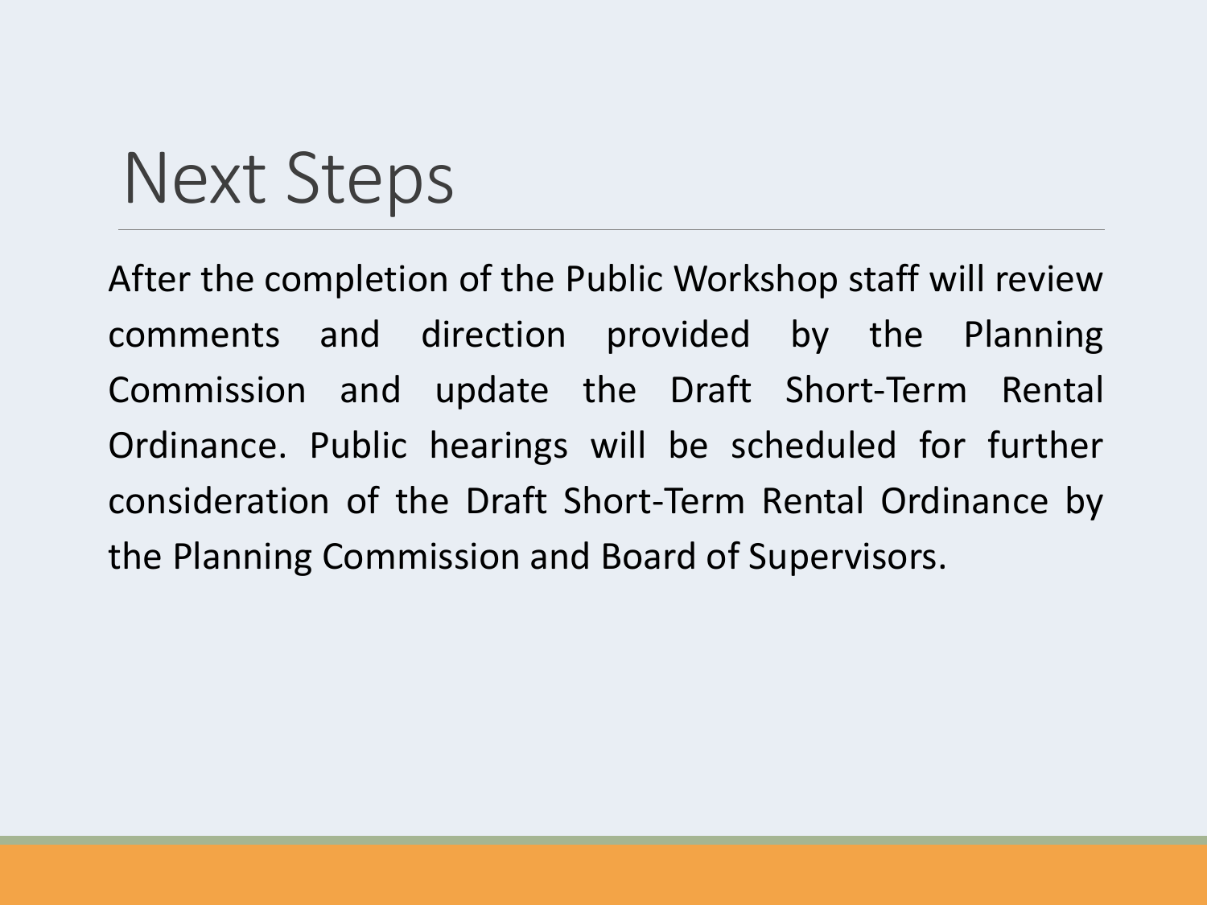# Next Steps

After the completion of the Public Workshop staff will review comments and direction provided by the Planning Commission and update the Draft Short-Term Rental Ordinance. Public hearings will be scheduled for further consideration of the Draft Short-Term Rental Ordinance by the Planning Commission and Board of Supervisors.